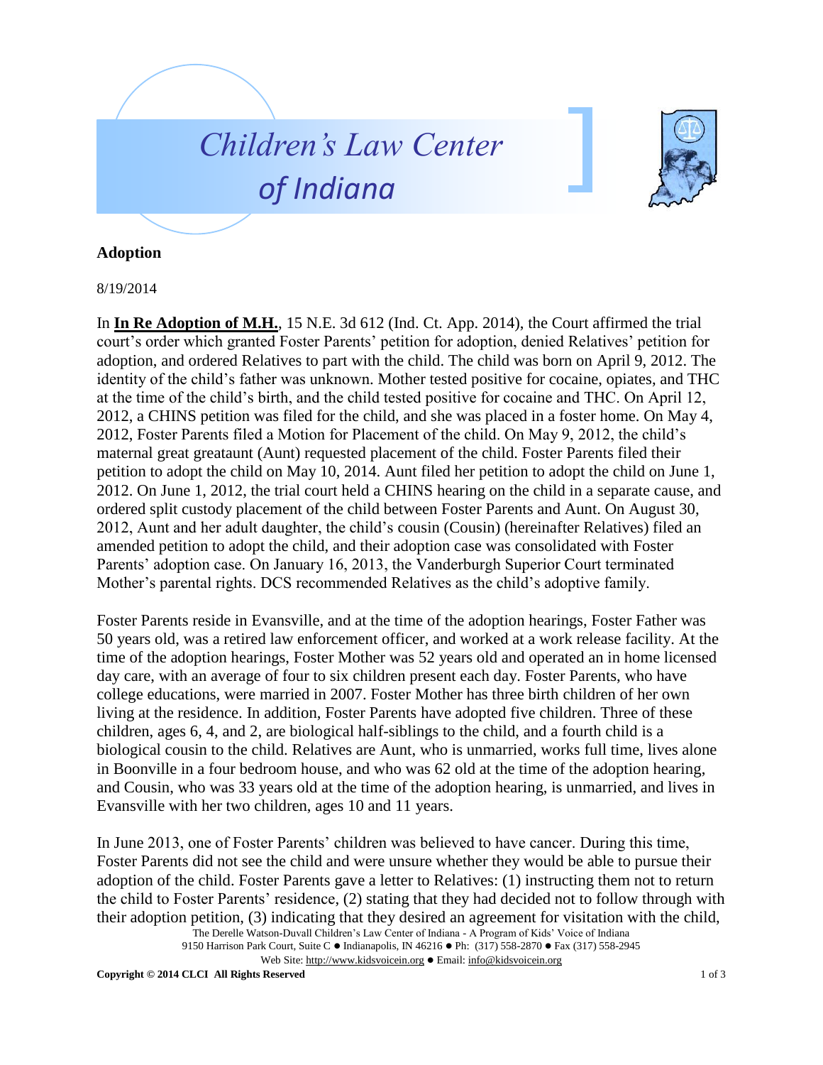# Children's Law Center of Indiana

## Adoption

8/19/2014

In **In Re Adoption of M.H.**, 15 N.E. 3d 612 (Ind. Ct. App. 2014), the Court affirmed the trial court's order which granted Foster Parents' petition for adoption, denied Relatives' petition for adoption, and ordered Relatives to part with the child. The child was born on April 9, 2012. The identity of the child's father was unknown. Mother tested positive for cocaine, opiates, and THC at the time of the child's birth, and the child tested positive for cocaine and THC. On April 12, 2012, a CHINS petition was filed for the child, and she was placed in a foster home. On May 4, 2012, Foster Parents filed a Motion for Placement of the child. On May 9, 2012, the child's maternal great greataunt (Aunt) requested placement of the child. Foster Parents filed their petition to adopt the child on May 10, 2014. Aunt filed her petition to adopt the child on June 1, 2012. On June 1, 2012, the trial court held a CHINS hearing on the child in a separate cause, and ordered split custody placement of the child between Foster Parents and Aunt. On August 30, 2012, Aunt and her adult daughter, the child's cousin (Cousin) (hereinafter Relatives) filed an amended petition to adopt the child, and their adoption case was consolidated with Foster Parents' adoption case. On January 16, 2013, the Vanderburgh Superior Court terminated Mother's parental rights. DCS recommended Relatives as the child's adoptive family.

Foster Parents reside in Evansville, and at the time of the adoption hearings, Foster Father was 50 years old, was a retired law enforcement officer, and worked at a work release facility. At the time of the adoption hearings, Foster Mother was 52 years old and operated an in home licensed day care, with an average of four to six children present each day. Foster Parents, who have college educations, were married in 2007. Foster Mother has three birth children of her own living at the residence. In addition, Foster Parents have adopted five children. Three of these children, ages 6, 4, and 2, are biological half-siblings to the child, and a fourth child is a biological cousin to the child. Relatives are Aunt, who is unmarried, works full time, lives alone in Boonville in a four bedroom house, and who was 62 old at the time of the adoption hearing, and Cousin, who was 33 years old at the time of the adoption hearing, is unmarried, and lives in Evansville with her two children, ages 10 and 11 years.

In June 2013, one of Foster Parents' children was believed to have cancer. During this time, Foster Parents did not see the child and were unsure whether they would be able to pursue their adoption of the child. Foster Parents gave a letter to Relatives: (1) instructing them not to return the child to Foster Parents' residence, (2) stating that they had decided not to follow through with their adoption petition, (3) indicating that they desired an agreement for visitation with the child,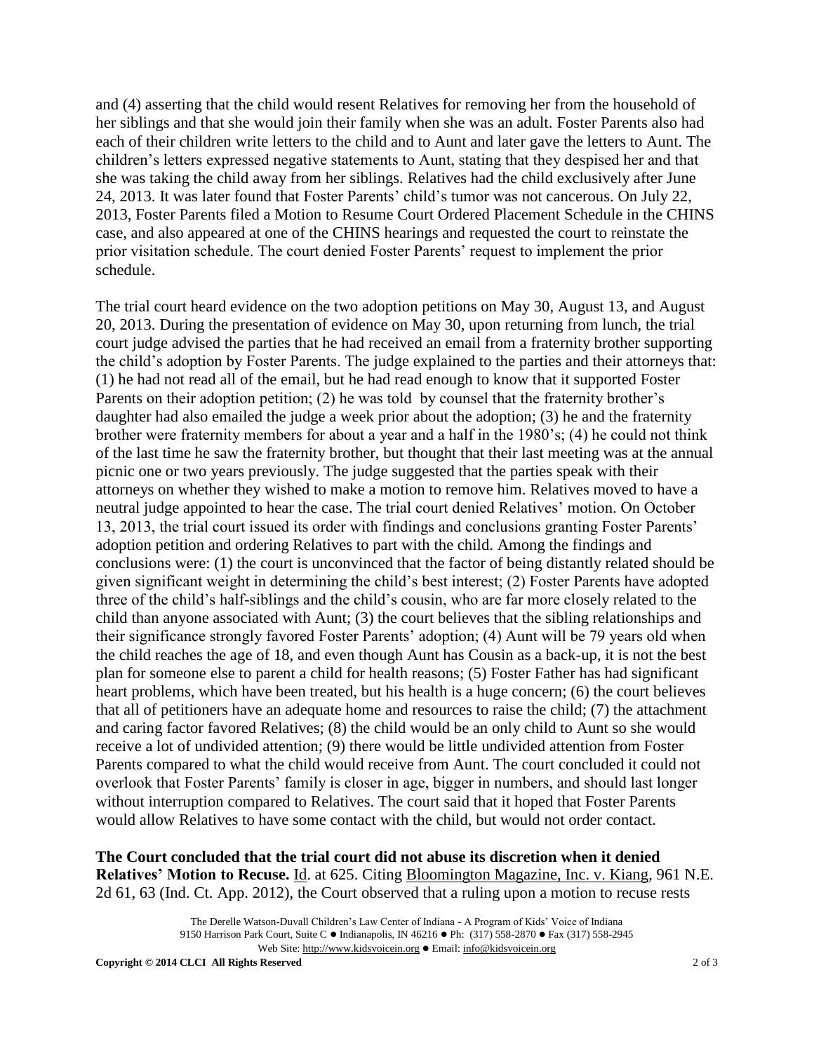and (4) asserting that the child would resent Relatives for removing her from the household of her siblings and that she would join their family when she was an adult. Foster Parents also had each of their children write letters to the child and to Aunt and later gave the letters to Aunt. The children's letters expressed negative statements to Aunt, stating that they despised her and that she was taking the child away from her siblings. Relatives had the child exclusively after June 24, 2013. It was later found that Foster Parents' child's tumor was not cancerous. On July 22, 2013, Foster Parents filed a Motion to Resume Court Ordered Placement Schedule in the CHINS case, and also appeared at one of the CHINS hearings and requested the court to reinstate the prior visitation schedule. The court denied Foster Parents' request to implement the prior schedule.

The trial court heard evidence on the two adoption petitions on May 30, August 13, and August 20, 2013. During the presentation of evidence on May 30, upon returning from lunch, the trial court judge advised the parties that he had received an email from a fraternity brother supporting the child's adoption by Foster Parents. The judge explained to the parties and their attorneys that: (1) he had not read all of the email, but he had read enough to know that it supported Foster Parents on their adoption petition; (2) he was told by counsel that the fraternity brother's daughter had also emailed the judge a week prior about the adoption; (3) he and the fraternity brother were fraternity members for about a year and a half in the 1980's; (4) he could not think of the last time he saw the fraternity brother, but thought that their last meeting was at the annual picnic one or two years previously. The judge suggested that the parties speak with their attorneys on whether they wished to make a motion to remove him. Relatives moved to have a neutral judge appointed to hear the case. The trial court denied Relatives' motion. On October 13, 2013, the trial court issued its order with findings and conclusions granting Foster Parents' adoption petition and ordering Relatives to part with the child. Among the findings and conclusions were: (1) the court is unconvinced that the factor of being distantly related should be given significant weight in determining the child's best interest; (2) Foster Parents have adopted three of the child's half-siblings and the child's cousin, who are far more closely related to the child than anyone associated with Aunt; (3) the court believes that the sibling relationships and their significance strongly favored Foster Parents' adoption; (4) Aunt will be 79 years old when the child reaches the age of 18, and even though Aunt has Cousin as a back-up, it is not the best plan for someone else to parent a child for health reasons; (5) Foster Father has had significant heart problems, which have been treated, but his health is a huge concern; (6) the court believes that all of petitioners have an adequate home and resources to raise the child; (7) the attachment and caring factor favored Relatives; (8) the child would be an only child to Aunt so she would receive a lot of undivided attention; (9) there would be little undivided attention from Foster Parents compared to what the child would receive from Aunt. The court concluded it could not overlook that Foster Parents' family is closer in age, bigger in numbers, and should last longer without interruption compared to Relatives. The court said that it hoped that Foster Parents would allow Relatives to have some contact with the child, but would not order contact.

**The Court concluded that the trial court did not abuse its discretion when it denied Relatives' Motion to Recuse.** Id. at 625. Citing Bloomington Magazine, Inc. v. Kiang, 961 N.E. 2d 61, 63 (Ind. Ct. App. 2012), the Court observed that a ruling upon a motion to recuse rests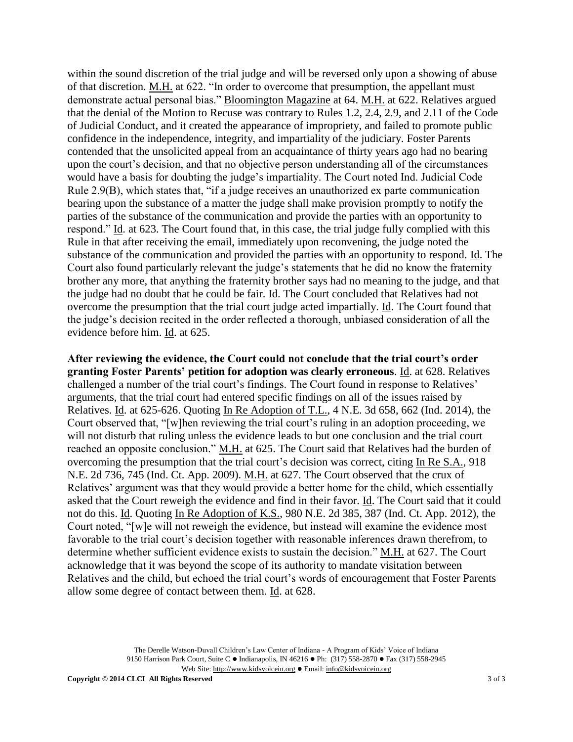within the sound discretion of the trial judge and will be reversed only upon a showing of abuse of that discretion. M.H. at 622. "In order to overcome that presumption, the appellant must demonstrate actual personal bias." Bloomington Magazine at 64. M.H. at 622. Relatives argued that the denial of the Motion to Recuse was contrary to Rules 1.2, 2.4, 2.9, and 2.11 of the Code of Judicial Conduct, and it created the appearance of impropriety, and failed to promote public confidence in the independence, integrity, and impartiality of the judiciary. Foster Parents contended that the unsolicited appeal from an acquaintance of thirty years ago had no bearing upon the court's decision, and that no objective person understanding all of the circumstances would have a basis for doubting the judge's impartiality. The Court noted Ind. Judicial Code Rule 2.9(B), which states that, "if a judge receives an unauthorized ex parte communication bearing upon the substance of a matter the judge shall make provision promptly to notify the parties of the substance of the communication and provide the parties with an opportunity to respond." Id. at 623. The Court found that, in this case, the trial judge fully complied with this Rule in that after receiving the email, immediately upon reconvening, the judge noted the substance of the communication and provided the parties with an opportunity to respond. Id. The Court also found particularly relevant the judge's statements that he did no know the fraternity brother any more, that anything the fraternity brother says had no meaning to the judge, and that the judge had no doubt that he could be fair. Id. The Court concluded that Relatives had not overcome the presumption that the trial court judge acted impartially. Id. The Court found that the judge's decision recited in the order reflected a thorough, unbiased consideration of all the evidence before him. Id. at 625.

**After reviewing the evidence, the Court could not conclude that the trial court's order granting Foster Parents' petition for adoption was clearly erroneous**. Id. at 628. Relatives challenged a number of the trial court's findings. The Court found in response to Relatives' arguments, that the trial court had entered specific findings on all of the issues raised by Relatives. Id. at 625-626. Quoting In Re Adoption of T.L., 4 N.E. 3d 658, 662 (Ind. 2014), the Court observed that, "[w]hen reviewing the trial court's ruling in an adoption proceeding, we will not disturb that ruling unless the evidence leads to but one conclusion and the trial court reached an opposite conclusion." M.H. at 625. The Court said that Relatives had the burden of overcoming the presumption that the trial court's decision was correct, citing In Re S.A., 918 N.E. 2d 736, 745 (Ind. Ct. App. 2009). M.H. at 627. The Court observed that the crux of Relatives' argument was that they would provide a better home for the child, which essentially asked that the Court reweigh the evidence and find in their favor. Id. The Court said that it could not do this. Id. Quoting In Re Adoption of K.S., 980 N.E. 2d 385, 387 (Ind. Ct. App. 2012), the Court noted, "[w]e will not reweigh the evidence, but instead will examine the evidence most favorable to the trial court's decision together with reasonable inferences drawn therefrom, to determine whether sufficient evidence exists to sustain the decision." M.H. at 627. The Court acknowledge that it was beyond the scope of its authority to mandate visitation between Relatives and the child, but echoed the trial court's words of encouragement that Foster Parents allow some degree of contact between them. Id. at 628.

The Derelle Watson-Duvall Children's Law Center of Indiana - A Program of Kids' Voice of Indiana
9150 Harrison Park Court, Suite C ● Indianapolis, IN 46216 ● Ph: (317) 558-2870 ● Fax (317) 558-2945
Web Site: http://www.kidsvoicein.org ● Email: info@kidsvoicein.org

**Copyright © 2014 CLCI All Rights Reserved**